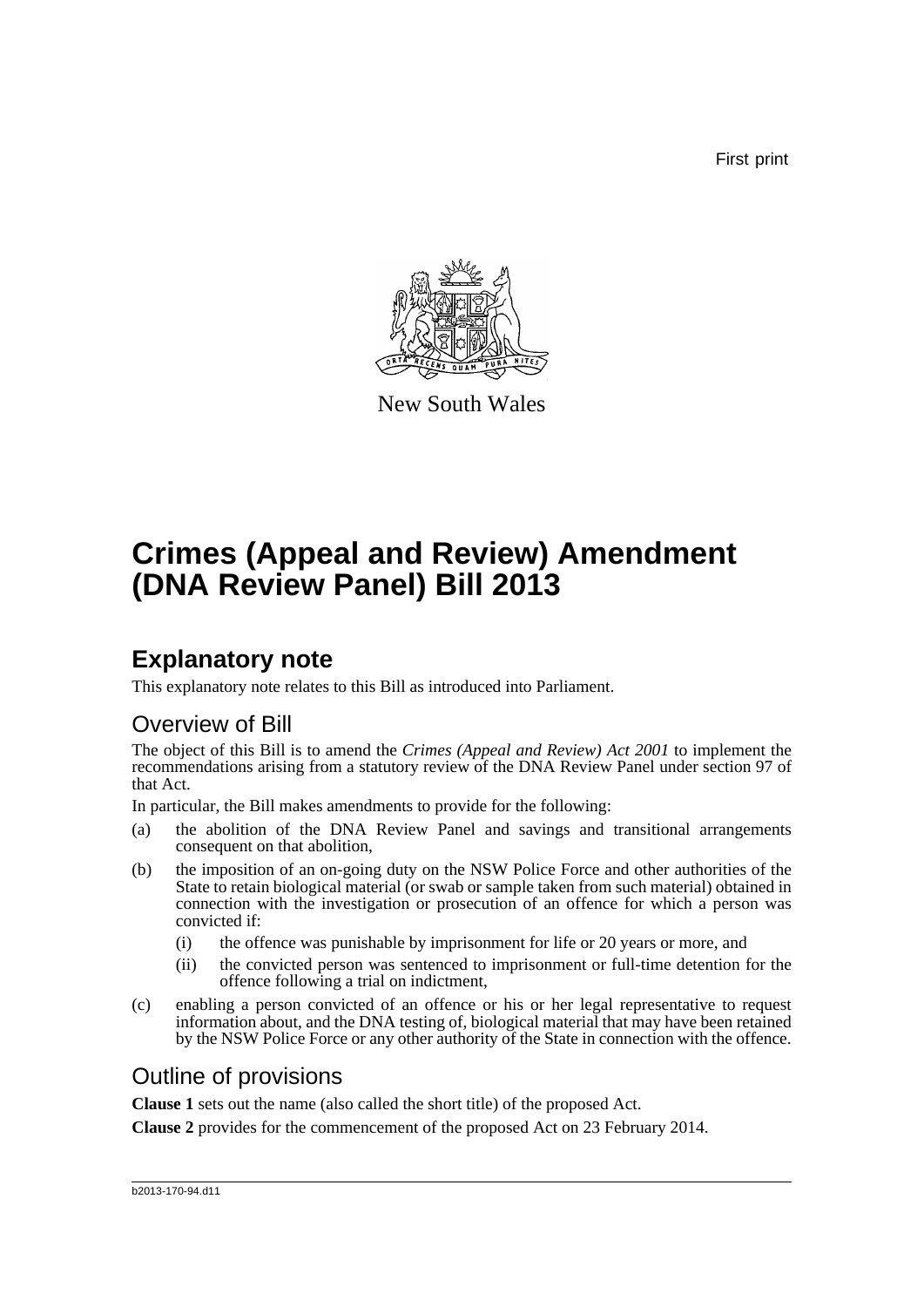First print

New South Wales

# Crimes (Appeal and Review) Amendment (DNA Review Panel) Bill 2013

## Explanatory note

This explanatory note relates to this Bill as introduced into Parliament.

### Overview of Bill

The object of this Bill is to amend the *Crimes (Appeal and Review) Act 2001* to implement the recommendations arising from a statutory review of the DNA Review Panel under section 97 of that Act.

In particular, the Bill makes amendments to provide for the following:

(a) the abolition of the DNA Review Panel and savings and transitional arrangements consequent on that abolition,

(b) the imposition of an on-going duty on the NSW Police Force and other authorities of the State to retain biological material (or swab or sample taken from such material) obtained in connection with the investigation or prosecution of an offence for which a person was convicted if:

  (i) the offence was punishable by imprisonment for life or 20 years or more, and

  (ii) the convicted person was sentenced to imprisonment or full-time detention for the offence following a trial on indictment,

(c) enabling a person convicted of an offence or his or her legal representative to request information about, and the DNA testing of, biological material that may have been retained by the NSW Police Force or any other authority of the State in connection with the offence.

### Outline of provisions

**Clause 1** sets out the name (also called the short title) of the proposed Act.

**Clause 2** provides for the commencement of the proposed Act on 23 February 2014.

b2013-170-94.d11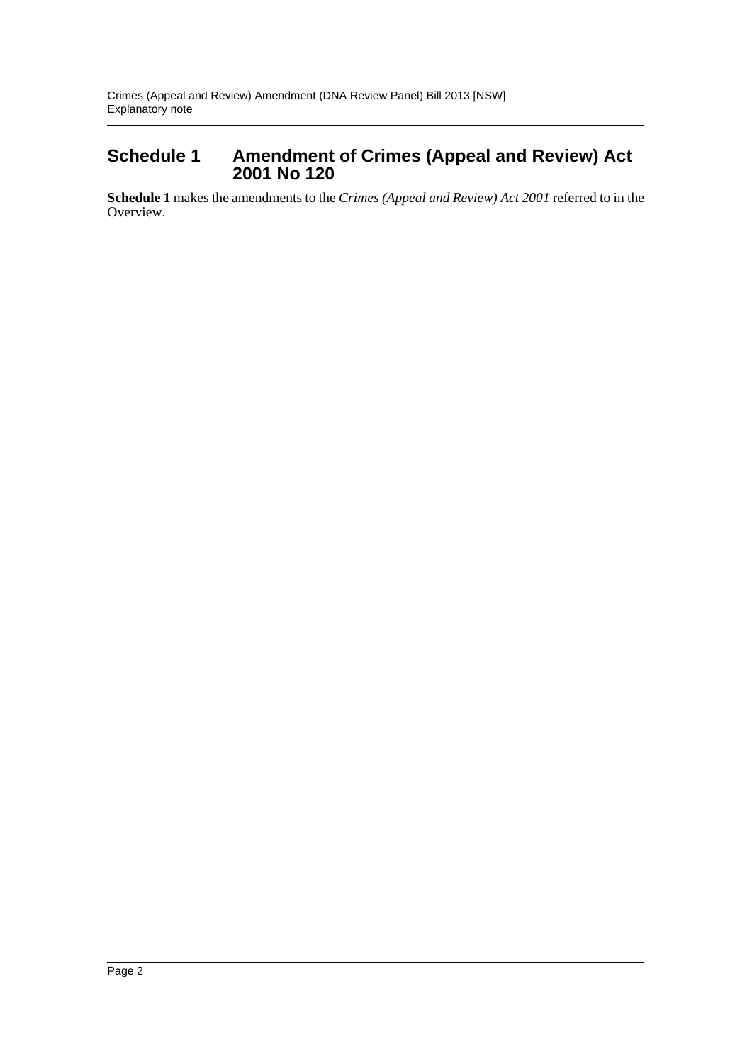## Schedule 1 Amendment of Crimes (Appeal and Review) Act 2001 No 120

**Schedule 1** makes the amendments to the *Crimes (Appeal and Review) Act 2001* referred to in the Overview.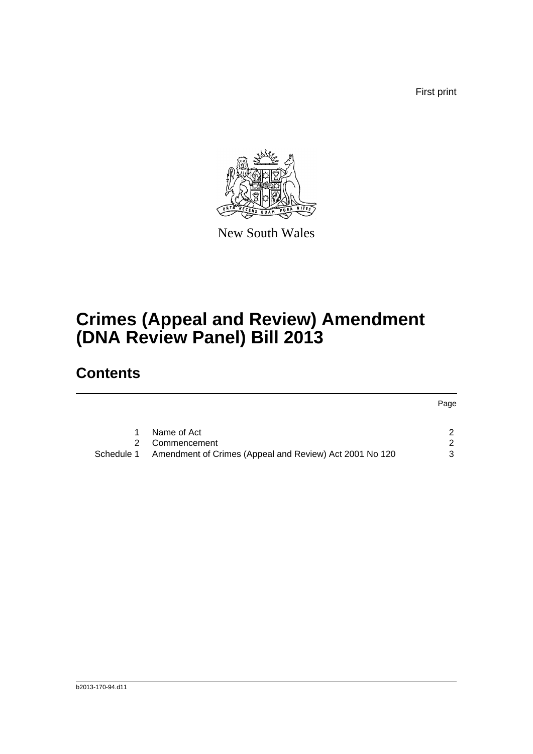First print

New South Wales

# Crimes (Appeal and Review) Amendment (DNA Review Panel) Bill 2013

## Contents

| | | Page |
|---|---|---|
| 1 | Name of Act | 2 |
| 2 | Commencement | 2 |
| Schedule 1 | Amendment of Crimes (Appeal and Review) Act 2001 No 120 | 3 |

b2013-170-94.d11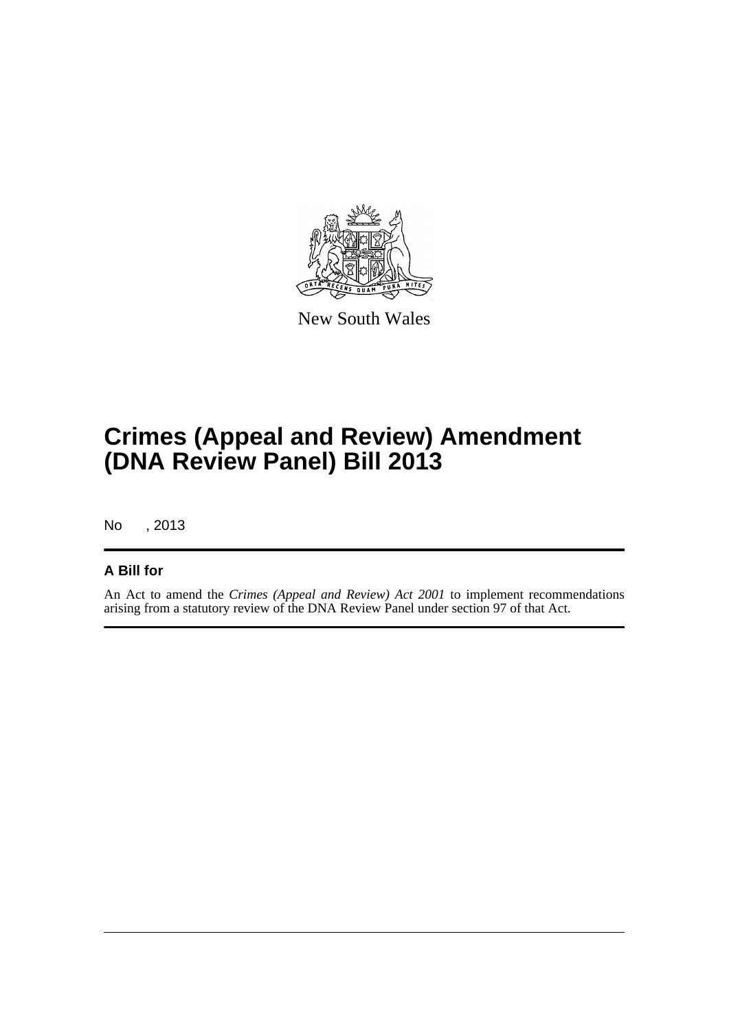New South Wales

# Crimes (Appeal and Review) Amendment (DNA Review Panel) Bill 2013

No , 2013

## A Bill for

An Act to amend the *Crimes (Appeal and Review) Act 2001* to implement recommendations arising from a statutory review of the DNA Review Panel under section 97 of that Act.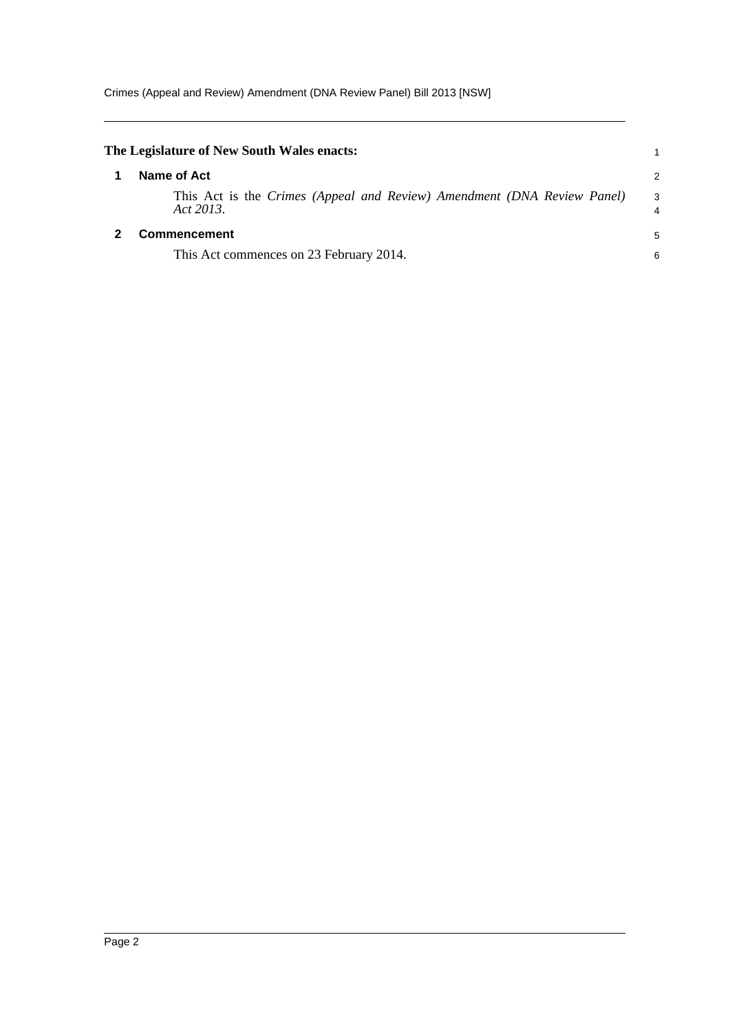**The Legislature of New South Wales enacts:**

## 1 Name of Act

This Act is the *Crimes (Appeal and Review) Amendment (DNA Review Panel) Act 2013*.

## 2 Commencement

This Act commences on 23 February 2014.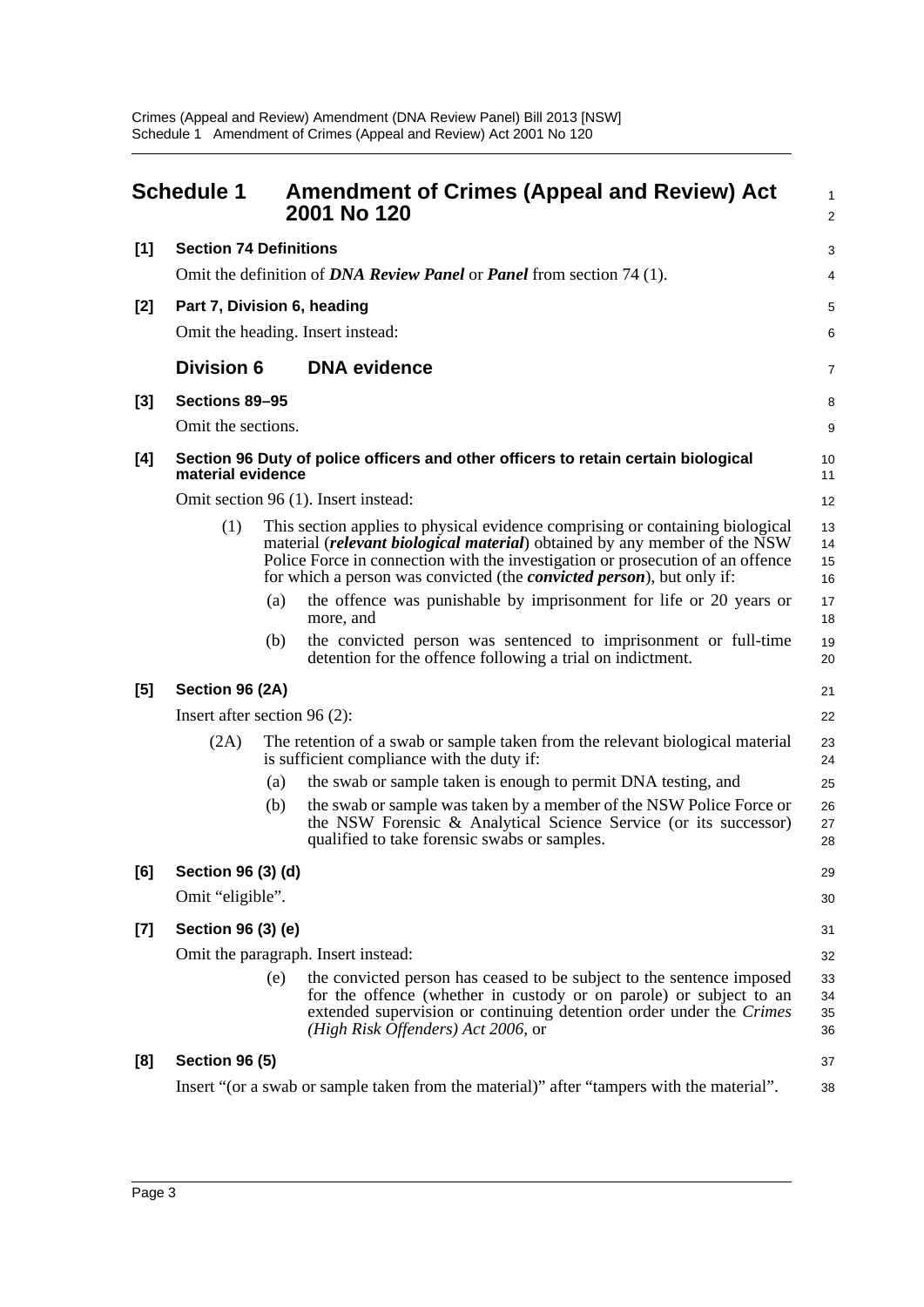# Schedule 1 Amendment of Crimes (Appeal and Review) Act 2001 No 120

**[1] Section 74 Definitions**

Omit the definition of ***DNA Review Panel*** or ***Panel*** from section 74 (1).

**[2] Part 7, Division 6, heading**

Omit the heading. Insert instead:

## Division 6 DNA evidence

**[3] Sections 89–95**

Omit the sections.

**[4] Section 96 Duty of police officers and other officers to retain certain biological material evidence**

Omit section 96 (1). Insert instead:

(1) This section applies to physical evidence comprising or containing biological material (***relevant biological material***) obtained by any member of the NSW Police Force in connection with the investigation or prosecution of an offence for which a person was convicted (the ***convicted person***), but only if:

(a) the offence was punishable by imprisonment for life or 20 years or more, and

(b) the convicted person was sentenced to imprisonment or full-time detention for the offence following a trial on indictment.

**[5] Section 96 (2A)**

Insert after section 96 (2):

(2A) The retention of a swab or sample taken from the relevant biological material is sufficient compliance with the duty if:

(a) the swab or sample taken is enough to permit DNA testing, and

(b) the swab or sample was taken by a member of the NSW Police Force or the NSW Forensic & Analytical Science Service (or its successor) qualified to take forensic swabs or samples.

**[6] Section 96 (3) (d)**

Omit "eligible".

**[7] Section 96 (3) (e)**

Omit the paragraph. Insert instead:

(e) the convicted person has ceased to be subject to the sentence imposed for the offence (whether in custody or on parole) or subject to an extended supervision or continuing detention order under the *Crimes (High Risk Offenders) Act 2006*, or

**[8] Section 96 (5)**

Insert "(or a swab or sample taken from the material)" after "tampers with the material".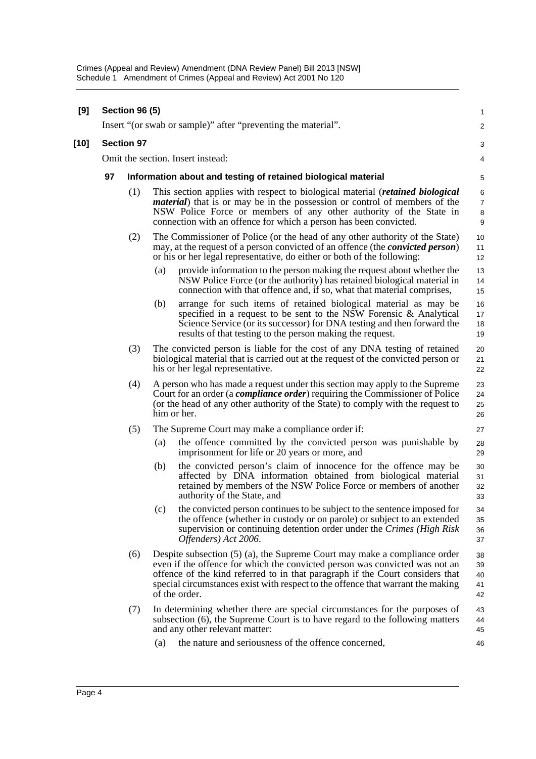**[9] Section 96 (5)**

Insert "(or swab or sample)" after "preventing the material".

**[10] Section 97**

Omit the section. Insert instead:

**97 Information about and testing of retained biological material**

(1) This section applies with respect to biological material (***retained biological material***) that is or may be in the possession or control of members of the NSW Police Force or members of any other authority of the State in connection with an offence for which a person has been convicted.

(2) The Commissioner of Police (or the head of any other authority of the State) may, at the request of a person convicted of an offence (the ***convicted person***) or his or her legal representative, do either or both of the following:

- (a) provide information to the person making the request about whether the NSW Police Force (or the authority) has retained biological material in connection with that offence and, if so, what that material comprises,
- (b) arrange for such items of retained biological material as may be specified in a request to be sent to the NSW Forensic & Analytical Science Service (or its successor) for DNA testing and then forward the results of that testing to the person making the request.

(3) The convicted person is liable for the cost of any DNA testing of retained biological material that is carried out at the request of the convicted person or his or her legal representative.

(4) A person who has made a request under this section may apply to the Supreme Court for an order (a ***compliance order***) requiring the Commissioner of Police (or the head of any other authority of the State) to comply with the request to him or her.

(5) The Supreme Court may make a compliance order if:

- (a) the offence committed by the convicted person was punishable by imprisonment for life or 20 years or more, and
- (b) the convicted person's claim of innocence for the offence may be affected by DNA information obtained from biological material retained by members of the NSW Police Force or members of another authority of the State, and
- (c) the convicted person continues to be subject to the sentence imposed for the offence (whether in custody or on parole) or subject to an extended supervision or continuing detention order under the *Crimes (High Risk Offenders) Act 2006*.

(6) Despite subsection (5) (a), the Supreme Court may make a compliance order even if the offence for which the convicted person was convicted was not an offence of the kind referred to in that paragraph if the Court considers that special circumstances exist with respect to the offence that warrant the making of the order.

(7) In determining whether there are special circumstances for the purposes of subsection (6), the Supreme Court is to have regard to the following matters and any other relevant matter:

- (a) the nature and seriousness of the offence concerned,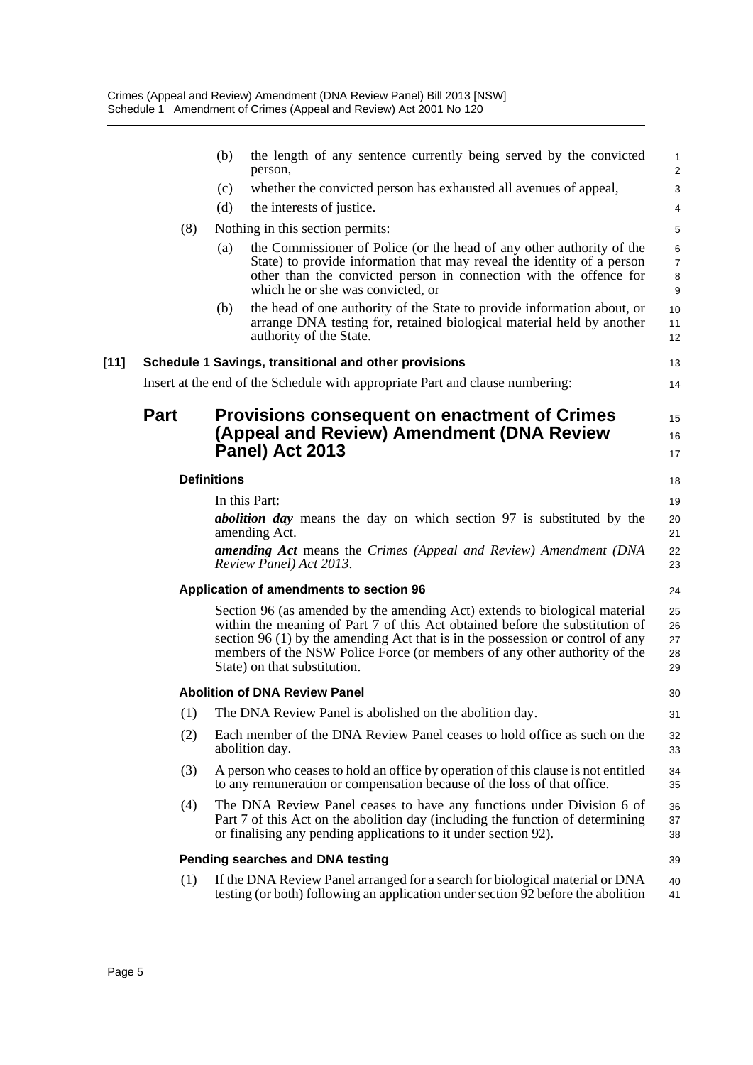(b) the length of any sentence currently being served by the convicted person,

(c) whether the convicted person has exhausted all avenues of appeal,

(d) the interests of justice.

(8) Nothing in this section permits:

(a) the Commissioner of Police (or the head of any other authority of the State) to provide information that may reveal the identity of a person other than the convicted person in connection with the offence for which he or she was convicted, or

(b) the head of one authority of the State to provide information about, or arrange DNA testing for, retained biological material held by another authority of the State.

**[11] Schedule 1 Savings, transitional and other provisions**

Insert at the end of the Schedule with appropriate Part and clause numbering:

## Part Provisions consequent on enactment of Crimes (Appeal and Review) Amendment (DNA Review Panel) Act 2013

### Definitions

In this Part:

***abolition day*** means the day on which section 97 is substituted by the amending Act.

***amending Act*** means the *Crimes (Appeal and Review) Amendment (DNA Review Panel) Act 2013*.

### Application of amendments to section 96

Section 96 (as amended by the amending Act) extends to biological material within the meaning of Part 7 of this Act obtained before the substitution of section 96 (1) by the amending Act that is in the possession or control of any members of the NSW Police Force (or members of any other authority of the State) on that substitution.

### Abolition of DNA Review Panel

(1) The DNA Review Panel is abolished on the abolition day.

(2) Each member of the DNA Review Panel ceases to hold office as such on the abolition day.

(3) A person who ceases to hold an office by operation of this clause is not entitled to any remuneration or compensation because of the loss of that office.

(4) The DNA Review Panel ceases to have any functions under Division 6 of Part 7 of this Act on the abolition day (including the function of determining or finalising any pending applications to it under section 92).

### Pending searches and DNA testing

(1) If the DNA Review Panel arranged for a search for biological material or DNA testing (or both) following an application under section 92 before the abolition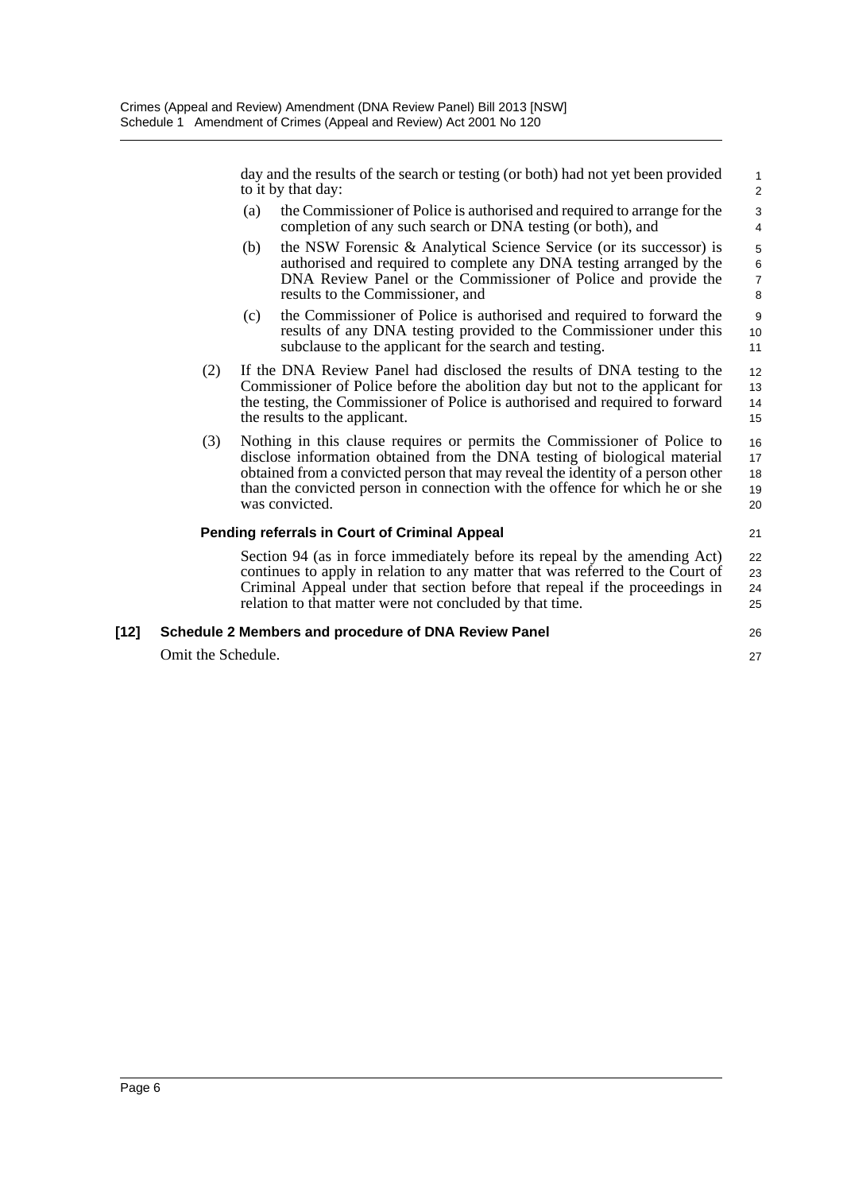day and the results of the search or testing (or both) had not yet been provided to it by that day:

(a) the Commissioner of Police is authorised and required to arrange for the completion of any such search or DNA testing (or both), and

(b) the NSW Forensic & Analytical Science Service (or its successor) is authorised and required to complete any DNA testing arranged by the DNA Review Panel or the Commissioner of Police and provide the results to the Commissioner, and

(c) the Commissioner of Police is authorised and required to forward the results of any DNA testing provided to the Commissioner under this subclause to the applicant for the search and testing.

(2) If the DNA Review Panel had disclosed the results of DNA testing to the Commissioner of Police before the abolition day but not to the applicant for the testing, the Commissioner of Police is authorised and required to forward the results to the applicant.

(3) Nothing in this clause requires or permits the Commissioner of Police to disclose information obtained from the DNA testing of biological material obtained from a convicted person that may reveal the identity of a person other than the convicted person in connection with the offence for which he or she was convicted.

**Pending referrals in Court of Criminal Appeal**

Section 94 (as in force immediately before its repeal by the amending Act) continues to apply in relation to any matter that was referred to the Court of Criminal Appeal under that section before that repeal if the proceedings in relation to that matter were not concluded by that time.

**[12] Schedule 2 Members and procedure of DNA Review Panel**

Omit the Schedule.